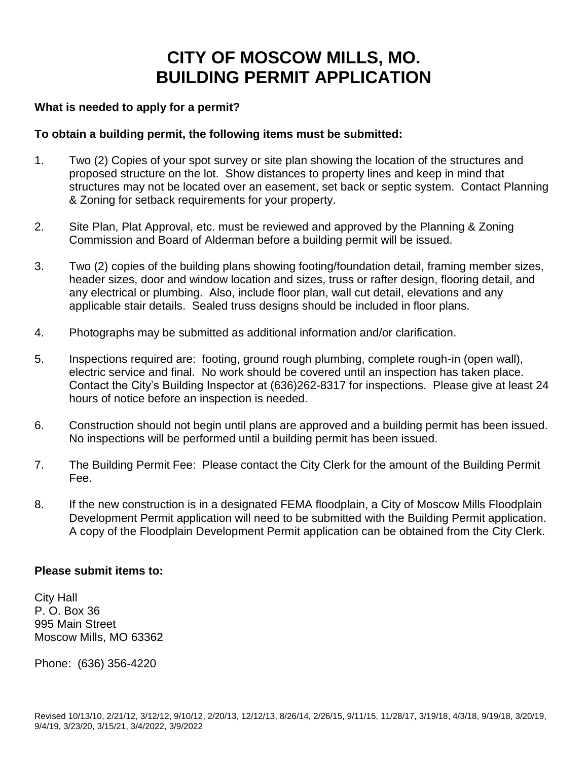# CITY OF MOSCOW MILLS, MO.
# BUILDING PERMIT APPLICATION

**What is needed to apply for a permit?**

**To obtain a building permit, the following items must be submitted:**

1. Two (2) Copies of your spot survey or site plan showing the location of the structures and proposed structure on the lot. Show distances to property lines and keep in mind that structures may not be located over an easement, set back or septic system. Contact Planning & Zoning for setback requirements for your property.

2. Site Plan, Plat Approval, etc. must be reviewed and approved by the Planning & Zoning Commission and Board of Alderman before a building permit will be issued.

3. Two (2) copies of the building plans showing footing/foundation detail, framing member sizes, header sizes, door and window location and sizes, truss or rafter design, flooring detail, and any electrical or plumbing. Also, include floor plan, wall cut detail, elevations and any applicable stair details. Sealed truss designs should be included in floor plans.

4. Photographs may be submitted as additional information and/or clarification.

5. Inspections required are: footing, ground rough plumbing, complete rough-in (open wall), electric service and final. No work should be covered until an inspection has taken place. Contact the City's Building Inspector at (636)262-8317 for inspections. Please give at least 24 hours of notice before an inspection is needed.

6. Construction should not begin until plans are approved and a building permit has been issued. No inspections will be performed until a building permit has been issued.

7. The Building Permit Fee: Please contact the City Clerk for the amount of the Building Permit Fee.

8. If the new construction is in a designated FEMA floodplain, a City of Moscow Mills Floodplain Development Permit application will need to be submitted with the Building Permit application. A copy of the Floodplain Development Permit application can be obtained from the City Clerk.

**Please submit items to:**

City Hall
P. O. Box 36
995 Main Street
Moscow Mills, MO 63362

Phone: (636) 356-4220

Revised 10/13/10, 2/21/12, 3/12/12, 9/10/12, 2/20/13, 12/12/13, 8/26/14, 2/26/15, 9/11/15, 11/28/17, 3/19/18, 4/3/18, 9/19/18, 3/20/19, 9/4/19, 3/23/20, 3/15/21, 3/4/2022, 3/9/2022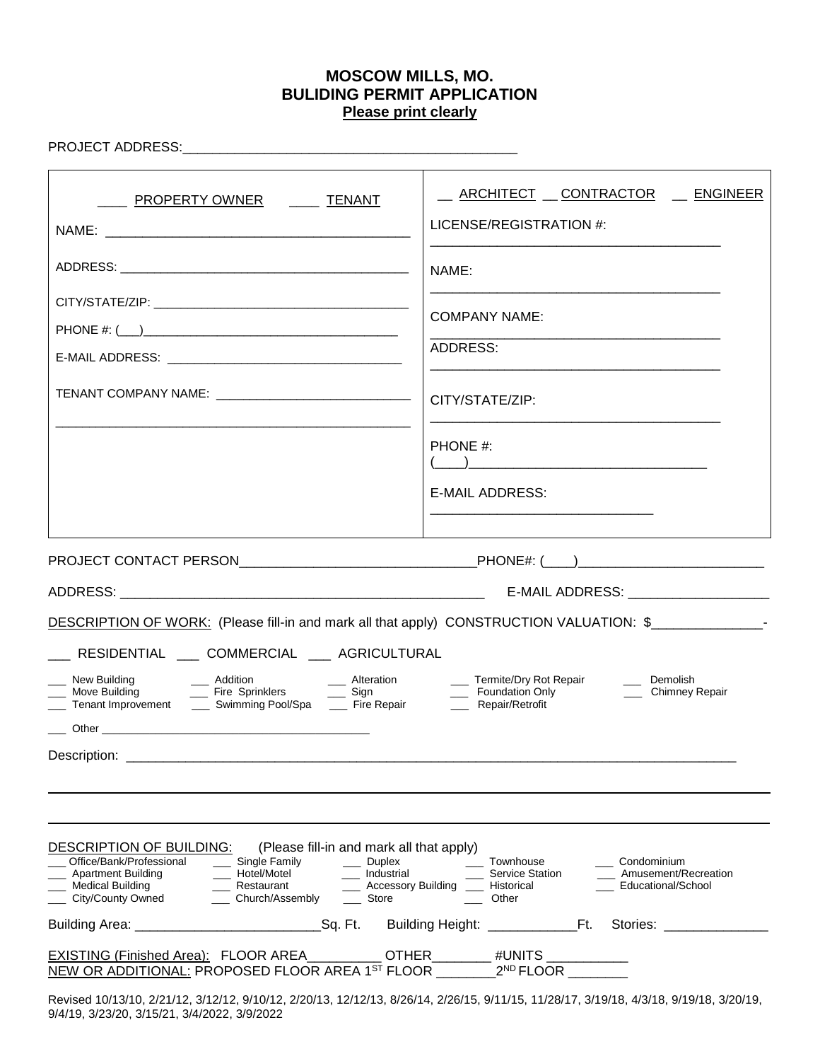# MOSCOW MILLS, MO.
# BULIDING PERMIT APPLICATION
**Please print clearly**

PROJECT ADDRESS:_____________________________________________

| ____ PROPERTY OWNER ____ TENANT | __ ARCHITECT __ CONTRACTOR __ ENGINEER |
|---|---|
| NAME: ________________________________________ | LICENSE/REGISTRATION #: ______________________________________ |
| ADDRESS: ________________________________________ | NAME: ______________________________________ |
| CITY/STATE/ZIP: ____________________________________ | COMPANY NAME: ______________________________________ |
| PHONE #: (___)____________________________________ | ADDRESS: ______________________________________ |
| E-MAIL ADDRESS: _________________________________ | CITY/STATE/ZIP: ______________________________________ |
| TENANT COMPANY NAME: ___________________________ ________________________________________________ | PHONE #: (____)________________________________ |
| | E-MAIL ADDRESS: _____________________________ |

PROJECT CONTACT PERSON_______________________________PHONE#: (____)_________________________

ADDRESS: __________________________________________________ E-MAIL ADDRESS: ___________________

DESCRIPTION OF WORK: (Please fill-in and mark all that apply) CONSTRUCTION VALUATION: $______________-

___ RESIDENTIAL ___ COMMERCIAL ___ AGRICULTURAL

___ New Building ___ Addition ___ Alteration ___ Termite/Dry Rot Repair ___ Demolish
___ Move Building ___ Fire Sprinklers ___ Sign ___ Foundation Only ___ Chimney Repair
___ Tenant Improvement ___ Swimming Pool/Spa ___ Fire Repair ___ Repair/Retrofit

___ Other ________________________________________

Description: ____________________________________________________________________________________

______________________________________________________________________________________________

______________________________________________________________________________________________

DESCRIPTION OF BUILDING: (Please fill-in and mark all that apply)

___ Office/Bank/Professional ___ Single Family ___ Duplex ___ Townhouse ___ Condominium
___ Apartment Building ___ Hotel/Motel ___ Industrial ___ Service Station ___ Amusement/Recreation
___ Medical Building ___ Restaurant ___ Accessory Building ___ Historical ___ Educational/School
___ City/County Owned ___ Church/Assembly ___ Store ___ Other

Building Area: _________________________Sq. Ft. Building Height: ____________Ft. Stories: ______________

EXISTING (Finished Area): FLOOR AREA__________ OTHER________ #UNITS ___________
NEW OR ADDITIONAL: PROPOSED FLOOR AREA 1ST FLOOR ________2ND FLOOR ________

Revised 10/13/10, 2/21/12, 3/12/12, 9/10/12, 2/20/13, 12/12/13, 8/26/14, 2/26/15, 9/11/15, 11/28/17, 3/19/18, 4/3/18, 9/19/18, 3/20/19, 9/4/19, 3/23/20, 3/15/21, 3/4/2022, 3/9/2022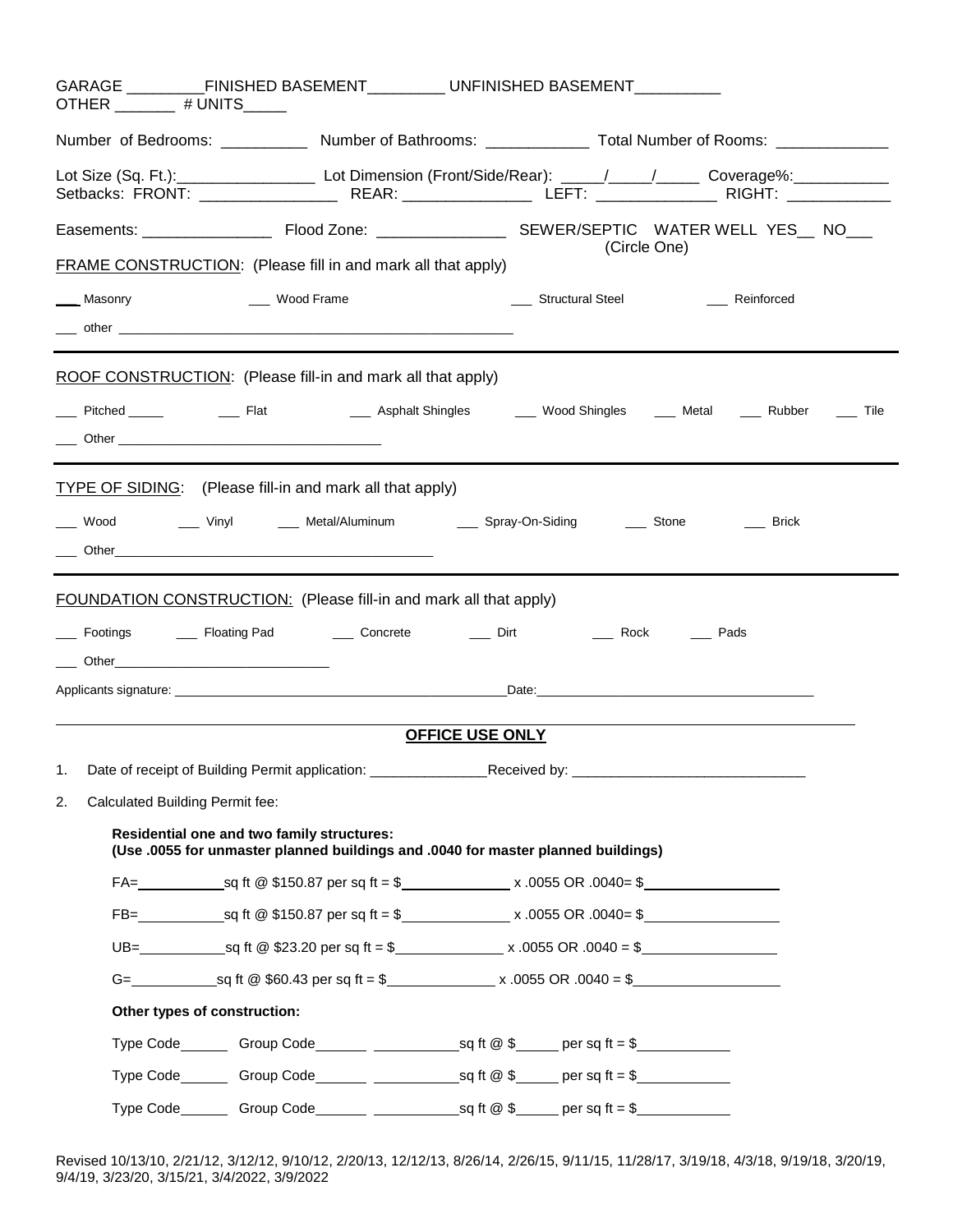GARAGE _________FINISHED BASEMENT_________ UNFINISHED BASEMENT__________
OTHER _______ # UNITS_____

Number of Bedrooms: __________ Number of Bathrooms: ____________ Total Number of Rooms: _____________

Lot Size (Sq. Ft.):________________ Lot Dimension (Front/Side/Rear): _____/_____/_____ Coverage%:___________
Setbacks: FRONT: ________________ REAR: _______________ LEFT: ______________ RIGHT: ____________

Easements: _______________ Flood Zone: _______________ SEWER/SEPTIC WATER WELL YES__ NO___
(Circle One)

FRAME CONSTRUCTION: (Please fill in and mark all that apply)

___ Masonry ___ Wood Frame ___ Structural Steel ___ Reinforced

___ other ________________________________________________________

---

ROOF CONSTRUCTION: (Please fill-in and mark all that apply)

___ Pitched _____ ___ Flat ___ Asphalt Shingles ___ Wood Shingles ___ Metal ___ Rubber ___ Tile

___ Other ____________________________________

---

TYPE OF SIDING: (Please fill-in and mark all that apply)

___ Wood ___ Vinyl ___ Metal/Aluminum ___ Spray-On-Siding ___ Stone ___ Brick

___ Other____________________________________________

---

FOUNDATION CONSTRUCTION: (Please fill-in and mark all that apply)

___ Footings ___ Floating Pad ___ Concrete ___ Dirt ___ Rock ___ Pads

___ Other______________________________

Applicants signature: ________________________________________________Date:_______________________________________

---

**OFFICE USE ONLY**

1. Date of receipt of Building Permit application: _______________Received by: ______________________________
2. Calculated Building Permit fee:

**Residential one and two family structures:**
**(Use .0055 for unmaster planned buildings and .0040 for master planned buildings)**

FA=___________sq ft @ $150.87 per sq ft = $______________ x .0055 OR .0040= $_________________

FB=___________sq ft @ $150.87 per sq ft = $______________ x .0055 OR .0040= $_________________

UB=___________sq ft @ $23.20 per sq ft = $______________ x .0055 OR .0040 = $_________________

G=___________sq ft @ $60.43 per sq ft = $______________ x .0055 OR .0040 = $_________________

**Other types of construction:**

Type Code______ Group Code______ ___________sq ft @ $_____ per sq ft = $___________

Type Code______ Group Code______ ___________sq ft @ $_____ per sq ft = $___________

Type Code______ Group Code______ ___________sq ft @ $_____ per sq ft = $___________

Revised 10/13/10, 2/21/12, 3/12/12, 9/10/12, 2/20/13, 12/12/13, 8/26/14, 2/26/15, 9/11/15, 11/28/17, 3/19/18, 4/3/18, 9/19/18, 3/20/19, 9/4/19, 3/23/20, 3/15/21, 3/4/2022, 3/9/2022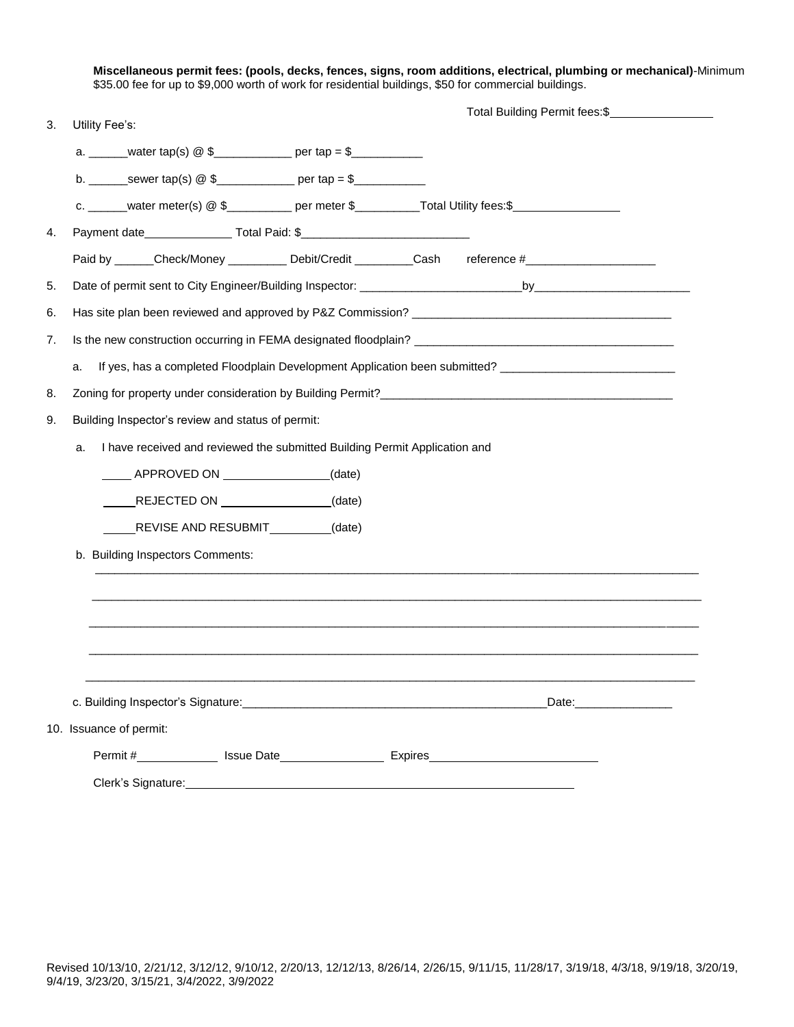**Miscellaneous permit fees: (pools, decks, fences, signs, room additions, electrical, plumbing or mechanical)**-Minimum $35.00 fee for up to $9,000 worth of work for residential buildings, $50 for commercial buildings.

Total Building Permit fees:$________________

3. Utility Fee's:

   a. ______water tap(s) @ $____________ per tap = $___________

   b. ______sewer tap(s) @ $____________ per tap = $___________

   c. ______water meter(s) @ $__________ per meter $__________Total Utility fees:$________________

4. Payment date______________ Total Paid: $__________________________

   Paid by ______Check/Money _________ Debit/Credit _________Cash reference #____________________

5. Date of permit sent to City Engineer/Building Inspector: _________________________by________________________

6. Has site plan been reviewed and approved by P&Z Commission? ________________________________________

7. Is the new construction occurring in FEMA designated floodplain? ________________________________________

   a. If yes, has a completed Floodplain Development Application been submitted? __________________________

8. Zoning for property under consideration by Building Permit?_____________________________________________

9. Building Inspector's review and status of permit:

   a. I have received and reviewed the submitted Building Permit Application and

      _____ APPROVED ON ________________(date)

      _____REJECTED ON _________________(date)

      _____REVISE AND RESUBMIT_________(date)

   b. Building Inspectors Comments:

   ____________________________________________________________________________________________

   ____________________________________________________________________________________________

   ____________________________________________________________________________________________

   ____________________________________________________________________________________________

   ____________________________________________________________________________________________

   c. Building Inspector's Signature:________________________________________________Date:_______________

10. Issuance of permit:

    Permit #____________ Issue Date________________ Expires__________________________

    Clerk's Signature:______________________________________________________________

Revised 10/13/10, 2/21/12, 3/12/12, 9/10/12, 2/20/13, 12/12/13, 8/26/14, 2/26/15, 9/11/15, 11/28/17, 3/19/18, 4/3/18, 9/19/18, 3/20/19, 9/4/19, 3/23/20, 3/15/21, 3/4/2022, 3/9/2022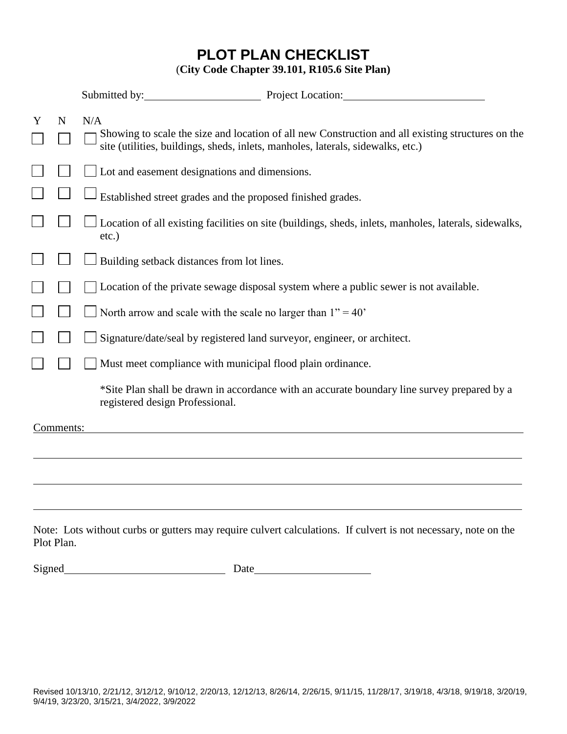# PLOT PLAN CHECKLIST

**(City Code Chapter 39.101, R105.6 Site Plan)**

Submitted by:\_\_\_\_\_\_\_\_\_\_\_\_\_\_\_\_\_\_\_\_ Project Location:\_\_\_\_\_\_\_\_\_\_\_\_\_\_\_\_\_\_\_\_\_\_\_\_

| Y | N | N/A | |
|---|---|---|---|
| ☐ | ☐ | ☐ | Showing to scale the size and location of all new Construction and all existing structures on the site (utilities, buildings, sheds, inlets, manholes, laterals, sidewalks, etc.) |
| ☐ | ☐ | ☐ | Lot and easement designations and dimensions. |
| ☐ | ☐ | ☐ | Established street grades and the proposed finished grades. |
| ☐ | ☐ | ☐ | Location of all existing facilities on site (buildings, sheds, inlets, manholes, laterals, sidewalks, etc.) |
| ☐ | ☐ | ☐ | Building setback distances from lot lines. |
| ☐ | ☐ | ☐ | Location of the private sewage disposal system where a public sewer is not available. |
| ☐ | ☐ | ☐ | North arrow and scale with the scale no larger than 1" = 40' |
| ☐ | ☐ | ☐ | Signature/date/seal by registered land surveyor, engineer, or architect. |
| ☐ | ☐ | ☐ | Must meet compliance with municipal flood plain ordinance. |

*Site Plan shall be drawn in accordance with an accurate boundary line survey prepared by a registered design Professional.

Comments:\_\_\_\_\_\_\_\_\_\_\_\_\_\_\_\_\_\_\_\_\_\_\_\_\_\_\_\_\_\_\_\_\_\_\_\_\_\_\_\_\_\_\_\_\_\_\_\_\_\_\_\_\_\_\_\_\_\_\_\_\_\_\_\_

\_\_\_\_\_\_\_\_\_\_\_\_\_\_\_\_\_\_\_\_\_\_\_\_\_\_\_\_\_\_\_\_\_\_\_\_\_\_\_\_\_\_\_\_\_\_\_\_\_\_\_\_\_\_\_\_\_\_\_\_\_\_\_\_\_\_\_\_\_\_\_\_\_

\_\_\_\_\_\_\_\_\_\_\_\_\_\_\_\_\_\_\_\_\_\_\_\_\_\_\_\_\_\_\_\_\_\_\_\_\_\_\_\_\_\_\_\_\_\_\_\_\_\_\_\_\_\_\_\_\_\_\_\_\_\_\_\_\_\_\_\_\_\_\_\_\_

\_\_\_\_\_\_\_\_\_\_\_\_\_\_\_\_\_\_\_\_\_\_\_\_\_\_\_\_\_\_\_\_\_\_\_\_\_\_\_\_\_\_\_\_\_\_\_\_\_\_\_\_\_\_\_\_\_\_\_\_\_\_\_\_\_\_\_\_\_\_\_\_\_

Note: Lots without curbs or gutters may require culvert calculations. If culvert is not necessary, note on the Plot Plan.

Signed\_\_\_\_\_\_\_\_\_\_\_\_\_\_\_\_\_\_\_\_\_\_\_\_\_\_\_\_ Date\_\_\_\_\_\_\_\_\_\_\_\_\_\_\_\_\_\_\_\_

Revised 10/13/10, 2/21/12, 3/12/12, 9/10/12, 2/20/13, 12/12/13, 8/26/14, 2/26/15, 9/11/15, 11/28/17, 3/19/18, 4/3/18, 9/19/18, 3/20/19, 9/4/19, 3/23/20, 3/15/21, 3/4/2022, 3/9/2022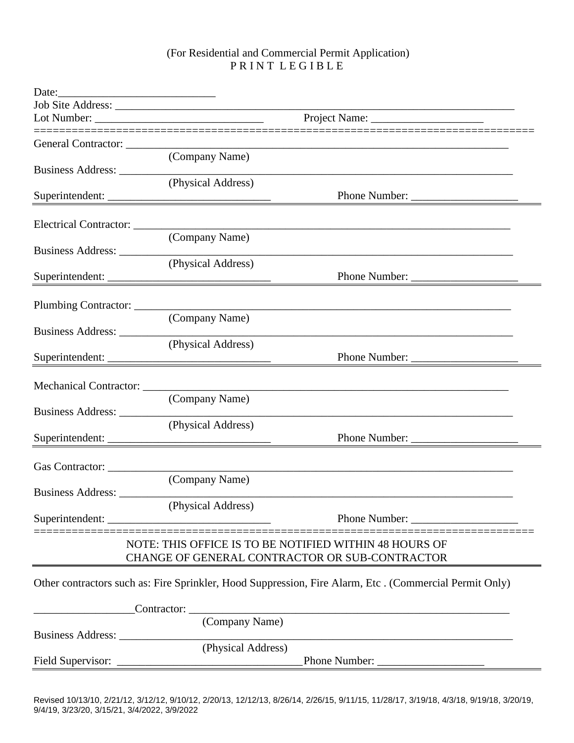(For Residential and Commercial Permit Application)
P R I N T  L E G I B L E

Date:____________________________
Job Site Address: ___________________________________________________________________________
Lot Number: ______________________________ Project Name: ____________________

===============================================================================

General Contractor: __________________________________________________________________________
(Company Name)
Business Address: ___________________________________________________________________________
(Physical Address)
Superintendent: _____________________________ Phone Number: ___________________

---

Electrical Contractor: ________________________________________________________________________
(Company Name)
Business Address: ___________________________________________________________________________
(Physical Address)
Superintendent: _____________________________ Phone Number: ___________________

---

Plumbing Contractor: ________________________________________________________________________
(Company Name)
Business Address: ___________________________________________________________________________
(Physical Address)
Superintendent: _____________________________ Phone Number: ___________________

---

Mechanical Contractor: ______________________________________________________________________
(Company Name)
Business Address: ___________________________________________________________________________
(Physical Address)
Superintendent: _____________________________ Phone Number: ___________________

---

Gas Contractor: _____________________________________________________________________________
(Company Name)
Business Address: ___________________________________________________________________________
(Physical Address)
Superintendent: _____________________________ Phone Number: ___________________

===============================================================================

NOTE: THIS OFFICE IS TO BE NOTIFIED WITHIN 48 HOURS OF
CHANGE OF GENERAL CONTRACTOR OR SUB-CONTRACTOR

---

Other contractors such as: Fire Sprinkler, Hood Suppression, Fire Alarm, Etc . (Commercial Permit Only)

_________________Contractor: _______________________________________________________________
(Company Name)
Business Address: ___________________________________________________________________________
(Physical Address)
Field Supervisor: ________________________________Phone Number: ___________________

---

Revised 10/13/10, 2/21/12, 3/12/12, 9/10/12, 2/20/13, 12/12/13, 8/26/14, 2/26/15, 9/11/15, 11/28/17, 3/19/18, 4/3/18, 9/19/18, 3/20/19, 9/4/19, 3/23/20, 3/15/21, 3/4/2022, 3/9/2022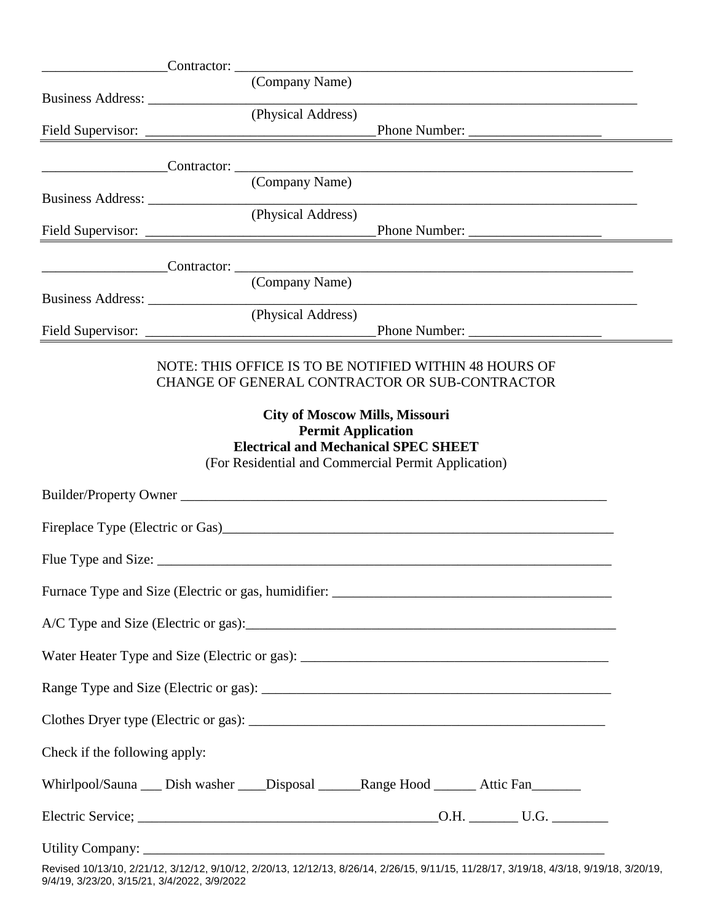\_\_\_\_\_\_\_\_\_\_\_\_\_\_\_\_\_\_Contractor: \_\_\_\_\_\_\_\_\_\_\_\_\_\_\_\_\_\_\_\_\_\_\_\_\_\_\_\_\_\_\_\_\_\_\_\_\_\_\_\_\_\_\_\_\_\_\_\_\_\_\_\_\_\_\_\_\_\_\_\_

(Company Name)

Business Address: \_\_\_\_\_\_\_\_\_\_\_\_\_\_\_\_\_\_\_\_\_\_\_\_\_\_\_\_\_\_\_\_\_\_\_\_\_\_\_\_\_\_\_\_\_\_\_\_\_\_\_\_\_\_\_\_\_\_\_\_\_\_\_\_\_\_\_\_\_\_

(Physical Address)

Field Supervisor: \_\_\_\_\_\_\_\_\_\_\_\_\_\_\_\_\_\_\_\_\_\_\_\_\_\_\_\_\_\_\_\_\_\_Phone Number: \_\_\_\_\_\_\_\_\_\_\_\_\_\_\_\_\_\_\_

---

\_\_\_\_\_\_\_\_\_\_\_\_\_\_\_\_\_\_Contractor: \_\_\_\_\_\_\_\_\_\_\_\_\_\_\_\_\_\_\_\_\_\_\_\_\_\_\_\_\_\_\_\_\_\_\_\_\_\_\_\_\_\_\_\_\_\_\_\_\_\_\_\_\_\_\_\_\_\_\_\_

(Company Name)

Business Address: \_\_\_\_\_\_\_\_\_\_\_\_\_\_\_\_\_\_\_\_\_\_\_\_\_\_\_\_\_\_\_\_\_\_\_\_\_\_\_\_\_\_\_\_\_\_\_\_\_\_\_\_\_\_\_\_\_\_\_\_\_\_\_\_\_\_\_\_\_\_

(Physical Address)

Field Supervisor: \_\_\_\_\_\_\_\_\_\_\_\_\_\_\_\_\_\_\_\_\_\_\_\_\_\_\_\_\_\_\_\_\_\_Phone Number: \_\_\_\_\_\_\_\_\_\_\_\_\_\_\_\_\_\_\_

---

\_\_\_\_\_\_\_\_\_\_\_\_\_\_\_\_\_\_Contractor: \_\_\_\_\_\_\_\_\_\_\_\_\_\_\_\_\_\_\_\_\_\_\_\_\_\_\_\_\_\_\_\_\_\_\_\_\_\_\_\_\_\_\_\_\_\_\_\_\_\_\_\_\_\_\_\_\_\_\_\_

(Company Name)

Business Address: \_\_\_\_\_\_\_\_\_\_\_\_\_\_\_\_\_\_\_\_\_\_\_\_\_\_\_\_\_\_\_\_\_\_\_\_\_\_\_\_\_\_\_\_\_\_\_\_\_\_\_\_\_\_\_\_\_\_\_\_\_\_\_\_\_\_\_\_\_\_

(Physical Address)

Field Supervisor: \_\_\_\_\_\_\_\_\_\_\_\_\_\_\_\_\_\_\_\_\_\_\_\_\_\_\_\_\_\_\_\_\_\_Phone Number: \_\_\_\_\_\_\_\_\_\_\_\_\_\_\_\_\_\_\_

---

NOTE: THIS OFFICE IS TO BE NOTIFIED WITHIN 48 HOURS OF CHANGE OF GENERAL CONTRACTOR OR SUB-CONTRACTOR

**City of Moscow Mills, Missouri**
**Permit Application**
**Electrical and Mechanical SPEC SHEET**
(For Residential and Commercial Permit Application)

Builder/Property Owner \_\_\_\_\_\_\_\_\_\_\_\_\_\_\_\_\_\_\_\_\_\_\_\_\_\_\_\_\_\_\_\_\_\_\_\_\_\_\_\_\_\_\_\_\_\_\_\_\_\_\_\_\_\_\_\_\_\_\_\_\_\_\_

Fireplace Type (Electric or Gas)\_\_\_\_\_\_\_\_\_\_\_\_\_\_\_\_\_\_\_\_\_\_\_\_\_\_\_\_\_\_\_\_\_\_\_\_\_\_\_\_\_\_\_\_\_\_\_\_\_\_\_\_\_\_\_\_\_\_\_

Flue Type and Size: \_\_\_\_\_\_\_\_\_\_\_\_\_\_\_\_\_\_\_\_\_\_\_\_\_\_\_\_\_\_\_\_\_\_\_\_\_\_\_\_\_\_\_\_\_\_\_\_\_\_\_\_\_\_\_\_\_\_\_\_\_\_\_\_\_\_

Furnace Type and Size (Electric or gas, humidifier: \_\_\_\_\_\_\_\_\_\_\_\_\_\_\_\_\_\_\_\_\_\_\_\_\_\_\_\_\_\_\_\_\_\_\_\_\_\_\_\_

A/C Type and Size (Electric or gas):\_\_\_\_\_\_\_\_\_\_\_\_\_\_\_\_\_\_\_\_\_\_\_\_\_\_\_\_\_\_\_\_\_\_\_\_\_\_\_\_\_\_\_\_\_\_\_\_\_\_\_\_\_\_\_

Water Heater Type and Size (Electric or gas): \_\_\_\_\_\_\_\_\_\_\_\_\_\_\_\_\_\_\_\_\_\_\_\_\_\_\_\_\_\_\_\_\_\_\_\_\_\_\_\_\_\_\_\_

Range Type and Size (Electric or gas): \_\_\_\_\_\_\_\_\_\_\_\_\_\_\_\_\_\_\_\_\_\_\_\_\_\_\_\_\_\_\_\_\_\_\_\_\_\_\_\_\_\_\_\_\_\_\_\_\_\_

Clothes Dryer type (Electric or gas): \_\_\_\_\_\_\_\_\_\_\_\_\_\_\_\_\_\_\_\_\_\_\_\_\_\_\_\_\_\_\_\_\_\_\_\_\_\_\_\_\_\_\_\_\_\_\_\_\_\_\_

Check if the following apply:

Whirlpool/Sauna \_\_\_ Dish washer \_\_\_\_Disposal \_\_\_\_\_\_Range Hood \_\_\_\_\_\_ Attic Fan\_\_\_\_\_\_\_

Electric Service; \_\_\_\_\_\_\_\_\_\_\_\_\_\_\_\_\_\_\_\_\_\_\_\_\_\_\_\_\_\_\_\_\_\_\_\_\_\_\_\_\_\_\_O.H. \_\_\_\_\_\_\_ U.G. \_\_\_\_\_\_\_\_

Utility Company: \_\_\_\_\_\_\_\_\_\_\_\_\_\_\_\_\_\_\_\_\_\_\_\_\_\_\_\_\_\_\_\_\_\_\_\_\_\_\_\_\_\_\_\_\_\_\_\_\_\_\_\_\_\_\_\_\_\_\_\_\_\_\_\_\_\_\_\_\_

Revised 10/13/10, 2/21/12, 3/12/12, 9/10/12, 2/20/13, 12/12/13, 8/26/14, 2/26/15, 9/11/15, 11/28/17, 3/19/18, 4/3/18, 9/19/18, 3/20/19, 9/4/19, 3/23/20, 3/15/21, 3/4/2022, 3/9/2022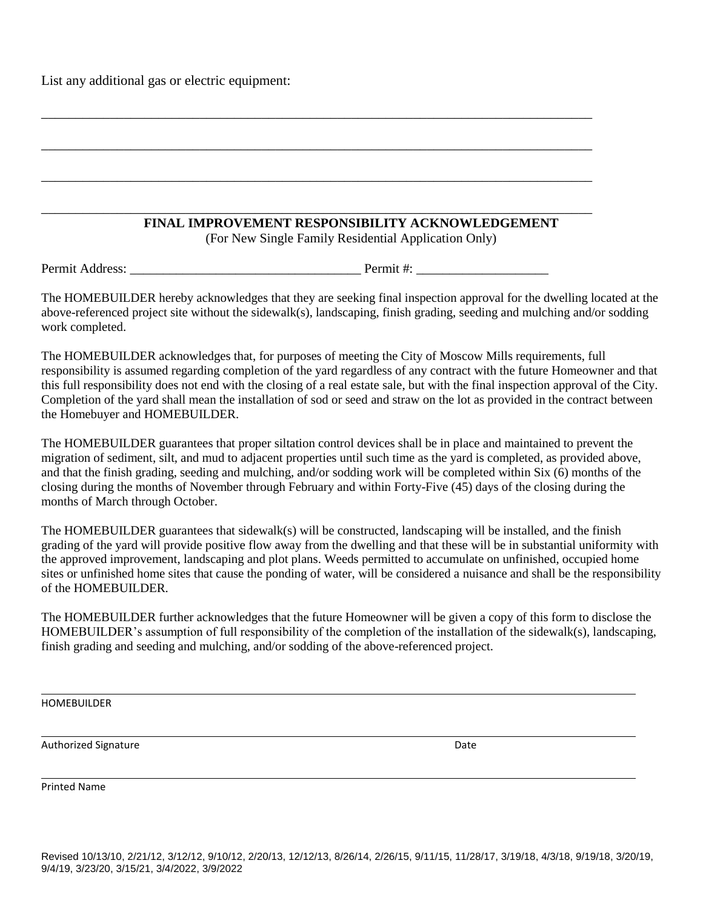List any additional gas or electric equipment:

________________________________________________________________________________

________________________________________________________________________________

________________________________________________________________________________

________________________________________________________________________________

**FINAL IMPROVEMENT RESPONSIBILITY ACKNOWLEDGEMENT**

(For New Single Family Residential Application Only)

Permit Address: ___________________________________ Permit #: ____________________

The HOMEBUILDER hereby acknowledges that they are seeking final inspection approval for the dwelling located at the above-referenced project site without the sidewalk(s), landscaping, finish grading, seeding and mulching and/or sodding work completed.

The HOMEBUILDER acknowledges that, for purposes of meeting the City of Moscow Mills requirements, full responsibility is assumed regarding completion of the yard regardless of any contract with the future Homeowner and that this full responsibility does not end with the closing of a real estate sale, but with the final inspection approval of the City. Completion of the yard shall mean the installation of sod or seed and straw on the lot as provided in the contract between the Homebuyer and HOMEBUILDER.

The HOMEBUILDER guarantees that proper siltation control devices shall be in place and maintained to prevent the migration of sediment, silt, and mud to adjacent properties until such time as the yard is completed, as provided above, and that the finish grading, seeding and mulching, and/or sodding work will be completed within Six (6) months of the closing during the months of November through February and within Forty-Five (45) days of the closing during the months of March through October.

The HOMEBUILDER guarantees that sidewalk(s) will be constructed, landscaping will be installed, and the finish grading of the yard will provide positive flow away from the dwelling and that these will be in substantial uniformity with the approved improvement, landscaping and plot plans. Weeds permitted to accumulate on unfinished, occupied home sites or unfinished home sites that cause the ponding of water, will be considered a nuisance and shall be the responsibility of the HOMEBUILDER.

The HOMEBUILDER further acknowledges that the future Homeowner will be given a copy of this form to disclose the HOMEBUILDER's assumption of full responsibility of the completion of the installation of the sidewalk(s), landscaping, finish grading and seeding and mulching, and/or sodding of the above-referenced project.

________________________________________________________________________________

HOMEBUILDER

________________________________________________________________________________

Authorized Signature Date

________________________________________________________________________________

Printed Name

Revised 10/13/10, 2/21/12, 3/12/12, 9/10/12, 2/20/13, 12/12/13, 8/26/14, 2/26/15, 9/11/15, 11/28/17, 3/19/18, 4/3/18, 9/19/18, 3/20/19, 9/4/19, 3/23/20, 3/15/21, 3/4/2022, 3/9/2022